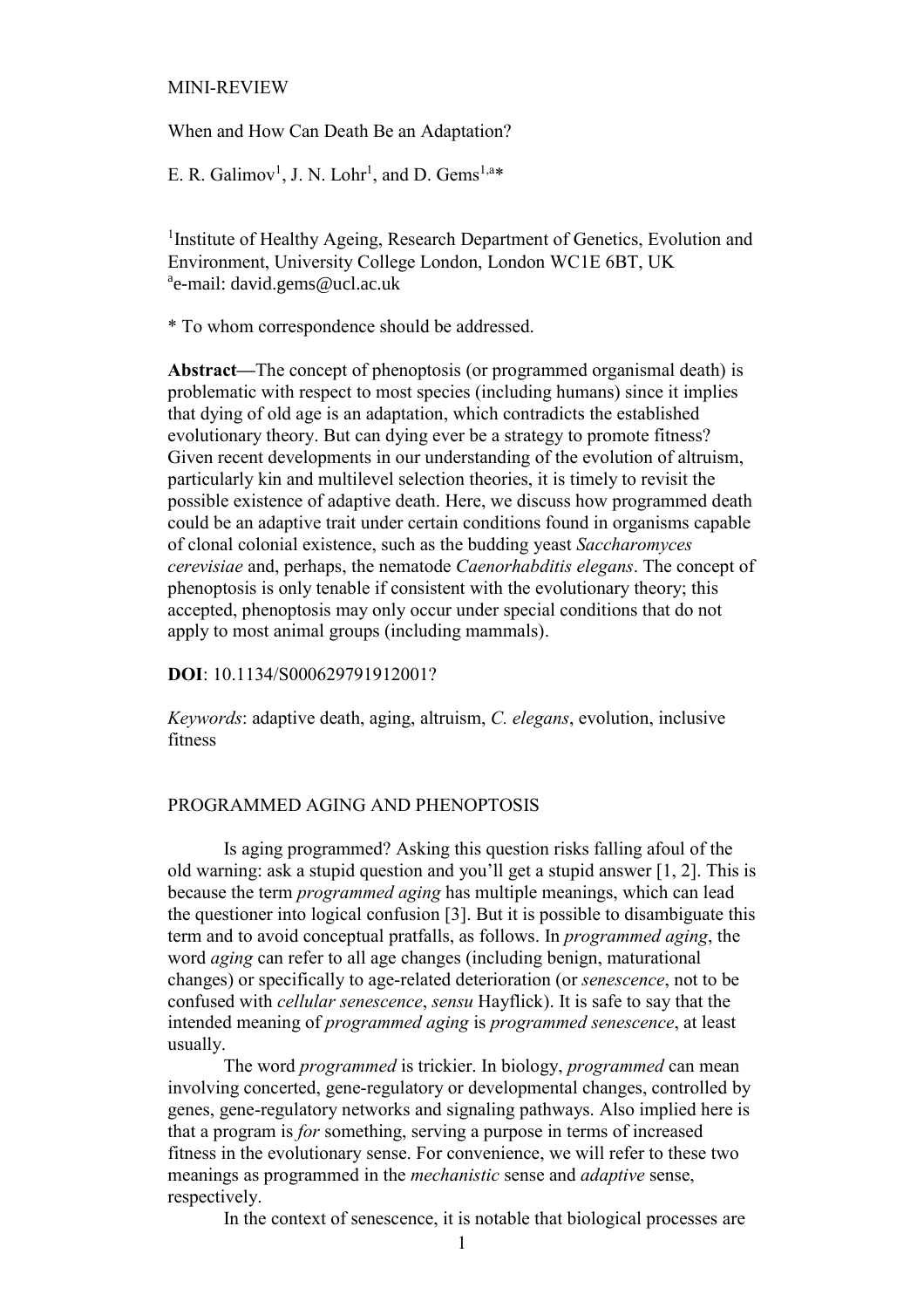MINI-REVIEW

# When and How Can Death Be an Adaptation?

E. R. Galimov[1], J. N. Lohr[1], and D. Gems[1,a]*

[1]Institute of Healthy Ageing, Research Department of Genetics, Evolution and Environment, University College London, London WC1E 6BT, UK
[a]e-mail: david.gems@ucl.ac.uk

* To whom correspondence should be addressed.

**Abstract—**The concept of phenoptosis (or programmed organismal death) is problematic with respect to most species (including humans) since it implies that dying of old age is an adaptation, which contradicts the established evolutionary theory. But can dying ever be a strategy to promote fitness? Given recent developments in our understanding of the evolution of altruism, particularly kin and multilevel selection theories, it is timely to revisit the possible existence of adaptive death. Here, we discuss how programmed death could be an adaptive trait under certain conditions found in organisms capable of clonal colonial existence, such as the budding yeast *Saccharomyces cerevisiae* and, perhaps, the nematode *Caenorhabditis elegans*. The concept of phenoptosis is only tenable if consistent with the evolutionary theory; this accepted, phenoptosis may only occur under special conditions that do not apply to most animal groups (including mammals).

**DOI**: 10.1134/S000629791912001?

*Keywords*: adaptive death, aging, altruism, *C. elegans*, evolution, inclusive fitness

## PROGRAMMED AGING AND PHENOPTOSIS

Is aging programmed? Asking this question risks falling afoul of the old warning: ask a stupid question and you'll get a stupid answer [1, 2]. This is because the term *programmed aging* has multiple meanings, which can lead the questioner into logical confusion [3]. But it is possible to disambiguate this term and to avoid conceptual pratfalls, as follows. In *programmed aging*, the word *aging* can refer to all age changes (including benign, maturational changes) or specifically to age-related deterioration (or *senescence*, not to be confused with *cellular senescence*, *sensu* Hayflick). It is safe to say that the intended meaning of *programmed aging* is *programmed senescence*, at least usually.

The word *programmed* is trickier. In biology, *programmed* can mean involving concerted, gene-regulatory or developmental changes, controlled by genes, gene-regulatory networks and signaling pathways. Also implied here is that a program is *for* something, serving a purpose in terms of increased fitness in the evolutionary sense. For convenience, we will refer to these two meanings as programmed in the *mechanistic* sense and *adaptive* sense, respectively.

In the context of senescence, it is notable that biological processes are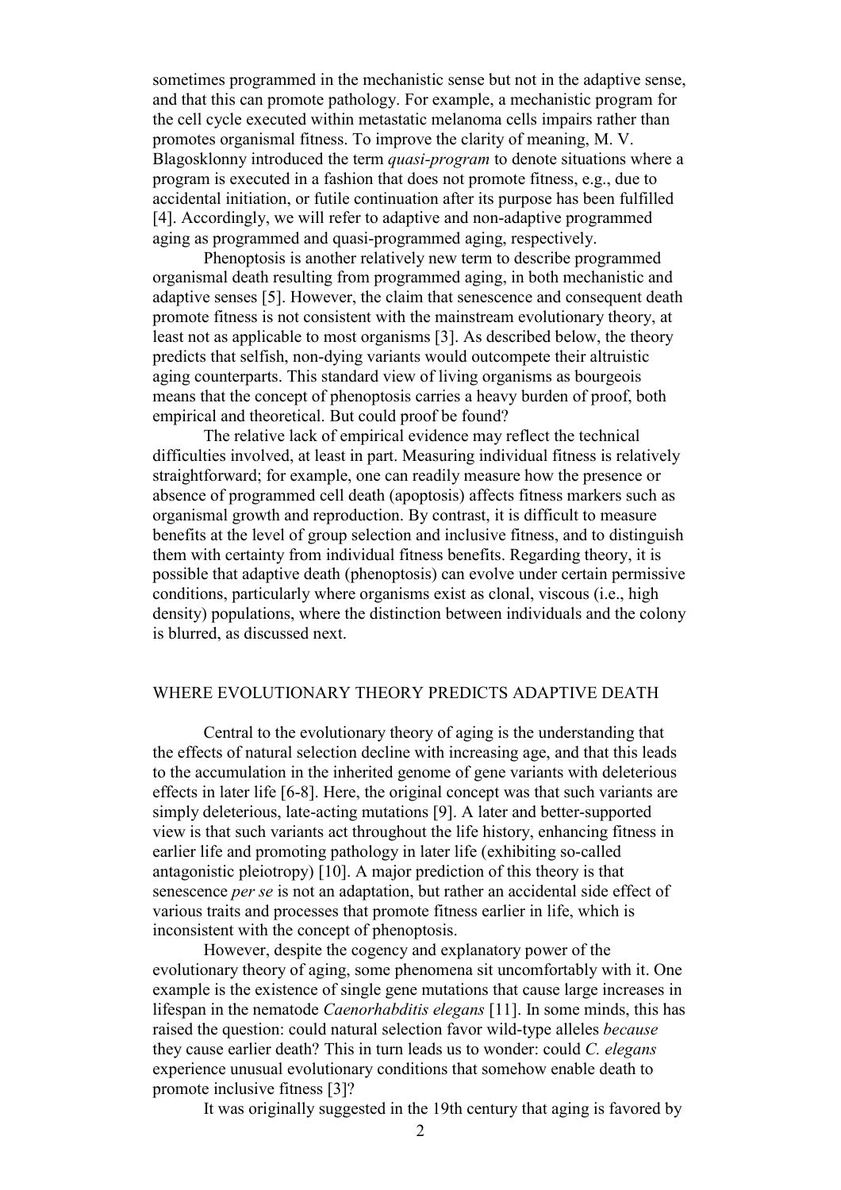sometimes programmed in the mechanistic sense but not in the adaptive sense, and that this can promote pathology. For example, a mechanistic program for the cell cycle executed within metastatic melanoma cells impairs rather than promotes organismal fitness. To improve the clarity of meaning, M. V. Blagosklonny introduced the term *quasi-program* to denote situations where a program is executed in a fashion that does not promote fitness, e.g., due to accidental initiation, or futile continuation after its purpose has been fulfilled [4]. Accordingly, we will refer to adaptive and non-adaptive programmed aging as programmed and quasi-programmed aging, respectively.

Phenoptosis is another relatively new term to describe programmed organismal death resulting from programmed aging, in both mechanistic and adaptive senses [5]. However, the claim that senescence and consequent death promote fitness is not consistent with the mainstream evolutionary theory, at least not as applicable to most organisms [3]. As described below, the theory predicts that selfish, non-dying variants would outcompete their altruistic aging counterparts. This standard view of living organisms as bourgeois means that the concept of phenoptosis carries a heavy burden of proof, both empirical and theoretical. But could proof be found?

The relative lack of empirical evidence may reflect the technical difficulties involved, at least in part. Measuring individual fitness is relatively straightforward; for example, one can readily measure how the presence or absence of programmed cell death (apoptosis) affects fitness markers such as organismal growth and reproduction. By contrast, it is difficult to measure benefits at the level of group selection and inclusive fitness, and to distinguish them with certainty from individual fitness benefits. Regarding theory, it is possible that adaptive death (phenoptosis) can evolve under certain permissive conditions, particularly where organisms exist as clonal, viscous (i.e., high density) populations, where the distinction between individuals and the colony is blurred, as discussed next.

## WHERE EVOLUTIONARY THEORY PREDICTS ADAPTIVE DEATH

Central to the evolutionary theory of aging is the understanding that the effects of natural selection decline with increasing age, and that this leads to the accumulation in the inherited genome of gene variants with deleterious effects in later life [6-8]. Here, the original concept was that such variants are simply deleterious, late-acting mutations [9]. A later and better-supported view is that such variants act throughout the life history, enhancing fitness in earlier life and promoting pathology in later life (exhibiting so-called antagonistic pleiotropy) [10]. A major prediction of this theory is that senescence *per se* is not an adaptation, but rather an accidental side effect of various traits and processes that promote fitness earlier in life, which is inconsistent with the concept of phenoptosis.

However, despite the cogency and explanatory power of the evolutionary theory of aging, some phenomena sit uncomfortably with it. One example is the existence of single gene mutations that cause large increases in lifespan in the nematode *Caenorhabditis elegans* [11]. In some minds, this has raised the question: could natural selection favor wild-type alleles *because* they cause earlier death? This in turn leads us to wonder: could *C. elegans* experience unusual evolutionary conditions that somehow enable death to promote inclusive fitness [3]?

It was originally suggested in the 19th century that aging is favored by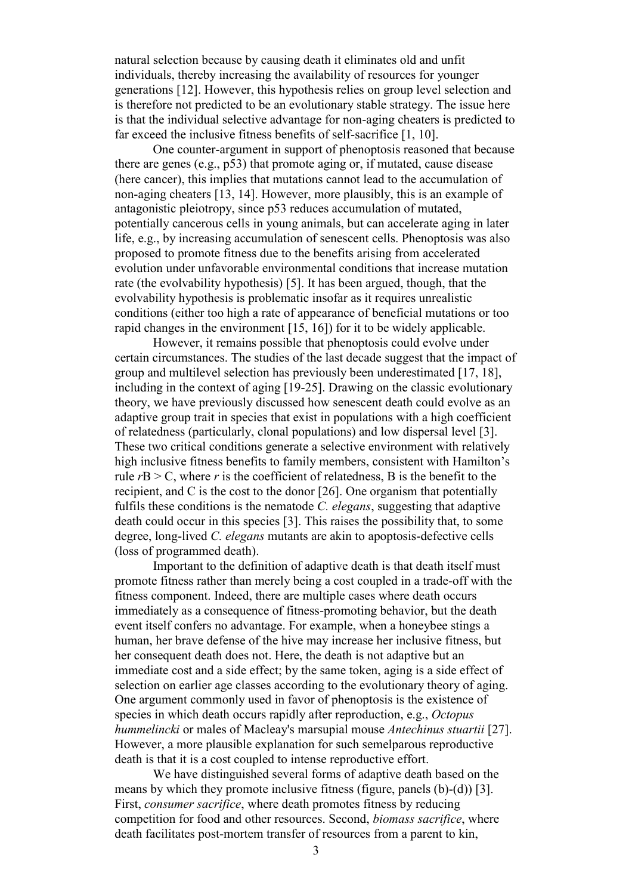natural selection because by causing death it eliminates old and unfit individuals, thereby increasing the availability of resources for younger generations [12]. However, this hypothesis relies on group level selection and is therefore not predicted to be an evolutionary stable strategy. The issue here is that the individual selective advantage for non-aging cheaters is predicted to far exceed the inclusive fitness benefits of self-sacrifice [1, 10].

One counter-argument in support of phenoptosis reasoned that because there are genes (e.g., p53) that promote aging or, if mutated, cause disease (here cancer), this implies that mutations cannot lead to the accumulation of non-aging cheaters [13, 14]. However, more plausibly, this is an example of antagonistic pleiotropy, since p53 reduces accumulation of mutated, potentially cancerous cells in young animals, but can accelerate aging in later life, e.g., by increasing accumulation of senescent cells. Phenoptosis was also proposed to promote fitness due to the benefits arising from accelerated evolution under unfavorable environmental conditions that increase mutation rate (the evolvability hypothesis) [5]. It has been argued, though, that the evolvability hypothesis is problematic insofar as it requires unrealistic conditions (either too high a rate of appearance of beneficial mutations or too rapid changes in the environment [15, 16]) for it to be widely applicable.

However, it remains possible that phenoptosis could evolve under certain circumstances. The studies of the last decade suggest that the impact of group and multilevel selection has previously been underestimated [17, 18], including in the context of aging [19-25]. Drawing on the classic evolutionary theory, we have previously discussed how senescent death could evolve as an adaptive group trait in species that exist in populations with a high coefficient of relatedness (particularly, clonal populations) and low dispersal level [3]. These two critical conditions generate a selective environment with relatively high inclusive fitness benefits to family members, consistent with Hamilton's rule $rB > C$, where $r$ is the coefficient of relatedness, B is the benefit to the recipient, and C is the cost to the donor [26]. One organism that potentially fulfils these conditions is the nematode *C. elegans*, suggesting that adaptive death could occur in this species [3]. This raises the possibility that, to some degree, long-lived *C. elegans* mutants are akin to apoptosis-defective cells (loss of programmed death).

Important to the definition of adaptive death is that death itself must promote fitness rather than merely being a cost coupled in a trade-off with the fitness component. Indeed, there are multiple cases where death occurs immediately as a consequence of fitness-promoting behavior, but the death event itself confers no advantage. For example, when a honeybee stings a human, her brave defense of the hive may increase her inclusive fitness, but her consequent death does not. Here, the death is not adaptive but an immediate cost and a side effect; by the same token, aging is a side effect of selection on earlier age classes according to the evolutionary theory of aging. One argument commonly used in favor of phenoptosis is the existence of species in which death occurs rapidly after reproduction, e.g., *Octopus hummelincki* or males of Macleay's marsupial mouse *Antechinus stuartii* [27]. However, a more plausible explanation for such semelparous reproductive death is that it is a cost coupled to intense reproductive effort.

We have distinguished several forms of adaptive death based on the means by which they promote inclusive fitness (figure, panels (b)-(d)) [3]. First, *consumer sacrifice*, where death promotes fitness by reducing competition for food and other resources. Second, *biomass sacrifice*, where death facilitates post-mortem transfer of resources from a parent to kin,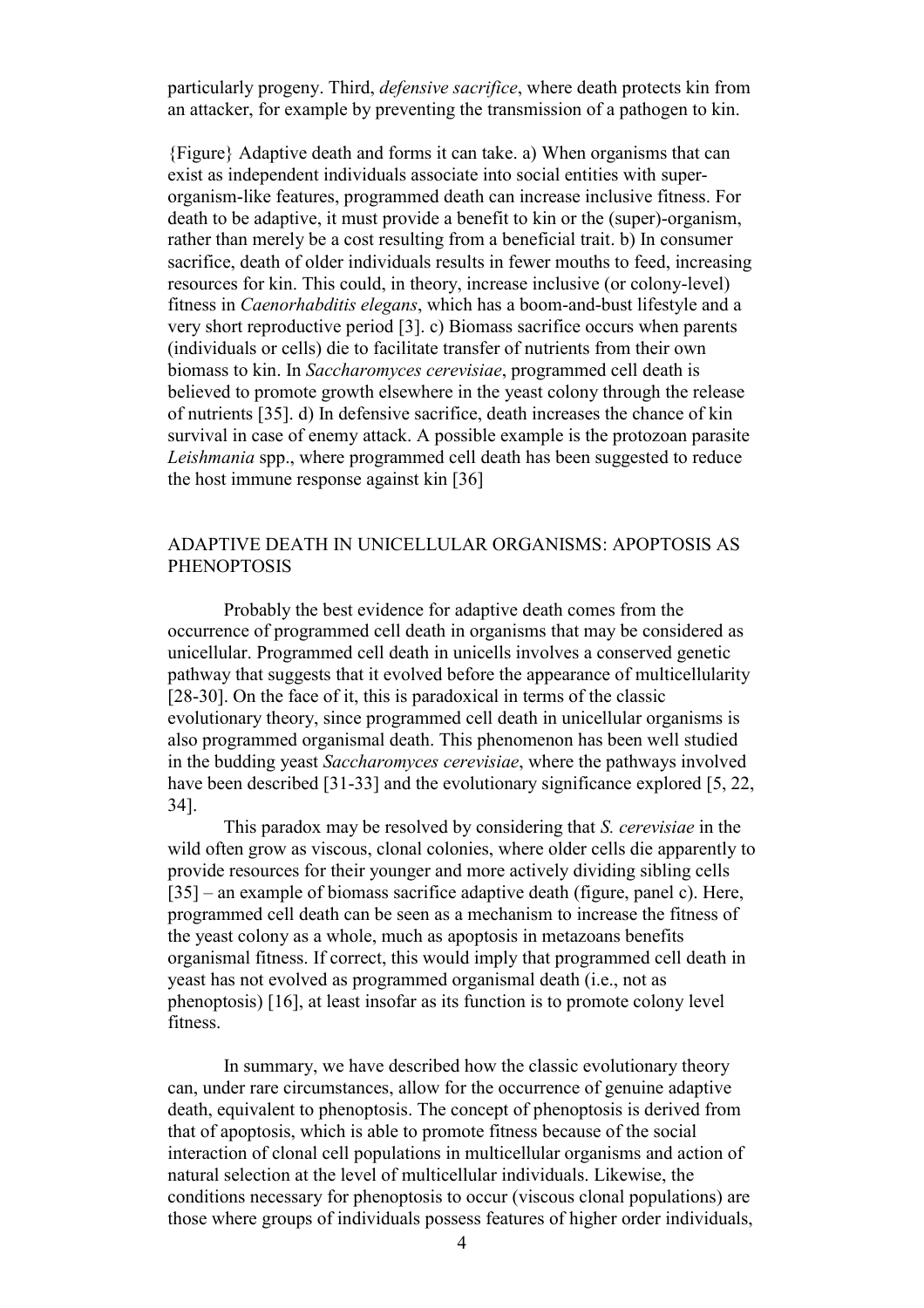particularly progeny. Third, *defensive sacrifice*, where death protects kin from an attacker, for example by preventing the transmission of a pathogen to kin.

{Figure} Adaptive death and forms it can take. a) When organisms that can exist as independent individuals associate into social entities with super-organism-like features, programmed death can increase inclusive fitness. For death to be adaptive, it must provide a benefit to kin or the (super)-organism, rather than merely be a cost resulting from a beneficial trait. b) In consumer sacrifice, death of older individuals results in fewer mouths to feed, increasing resources for kin. This could, in theory, increase inclusive (or colony-level) fitness in *Caenorhabditis elegans*, which has a boom-and-bust lifestyle and a very short reproductive period [3]. c) Biomass sacrifice occurs when parents (individuals or cells) die to facilitate transfer of nutrients from their own biomass to kin. In *Saccharomyces cerevisiae*, programmed cell death is believed to promote growth elsewhere in the yeast colony through the release of nutrients [35]. d) In defensive sacrifice, death increases the chance of kin survival in case of enemy attack. A possible example is the protozoan parasite *Leishmania* spp., where programmed cell death has been suggested to reduce the host immune response against kin [36]

## ADAPTIVE DEATH IN UNICELLULAR ORGANISMS: APOPTOSIS AS PHENOPTOSIS

Probably the best evidence for adaptive death comes from the occurrence of programmed cell death in organisms that may be considered as unicellular. Programmed cell death in unicells involves a conserved genetic pathway that suggests that it evolved before the appearance of multicellularity [28-30]. On the face of it, this is paradoxical in terms of the classic evolutionary theory, since programmed cell death in unicellular organisms is also programmed organismal death. This phenomenon has been well studied in the budding yeast *Saccharomyces cerevisiae*, where the pathways involved have been described [31-33] and the evolutionary significance explored [5, 22, 34].

This paradox may be resolved by considering that *S. cerevisiae* in the wild often grow as viscous, clonal colonies, where older cells die apparently to provide resources for their younger and more actively dividing sibling cells [35] – an example of biomass sacrifice adaptive death (figure, panel c). Here, programmed cell death can be seen as a mechanism to increase the fitness of the yeast colony as a whole, much as apoptosis in metazoans benefits organismal fitness. If correct, this would imply that programmed cell death in yeast has not evolved as programmed organismal death (i.e., not as phenoptosis) [16], at least insofar as its function is to promote colony level fitness.

In summary, we have described how the classic evolutionary theory can, under rare circumstances, allow for the occurrence of genuine adaptive death, equivalent to phenoptosis. The concept of phenoptosis is derived from that of apoptosis, which is able to promote fitness because of the social interaction of clonal cell populations in multicellular organisms and action of natural selection at the level of multicellular individuals. Likewise, the conditions necessary for phenoptosis to occur (viscous clonal populations) are those where groups of individuals possess features of higher order individuals,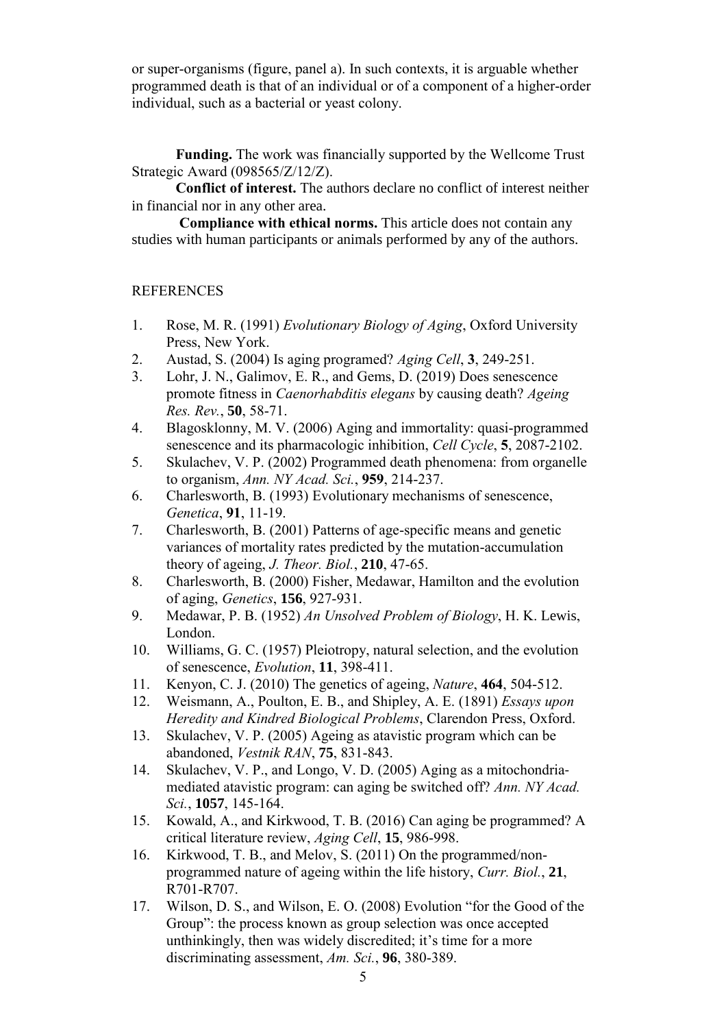or super-organisms (figure, panel a). In such contexts, it is arguable whether programmed death is that of an individual or of a component of a higher-order individual, such as a bacterial or yeast colony.

**Funding.** The work was financially supported by the Wellcome Trust Strategic Award (098565/Z/12/Z).

**Conflict of interest.** The authors declare no conflict of interest neither in financial nor in any other area.

**Compliance with ethical norms.** This article does not contain any studies with human participants or animals performed by any of the authors.

REFERENCES

1. Rose, M. R. (1991) *Evolutionary Biology of Aging*, Oxford University Press, New York.
2. Austad, S. (2004) Is aging programed? *Aging Cell*, **3**, 249-251.
3. Lohr, J. N., Galimov, E. R., and Gems, D. (2019) Does senescence promote fitness in *Caenorhabditis elegans* by causing death? *Ageing Res. Rev.*, **50**, 58-71.
4. Blagosklonny, M. V. (2006) Aging and immortality: quasi-programmed senescence and its pharmacologic inhibition, *Cell Cycle*, **5**, 2087-2102.
5. Skulachev, V. P. (2002) Programmed death phenomena: from organelle to organism, *Ann. NY Acad. Sci.*, **959**, 214-237.
6. Charlesworth, B. (1993) Evolutionary mechanisms of senescence, *Genetica*, **91**, 11-19.
7. Charlesworth, B. (2001) Patterns of age-specific means and genetic variances of mortality rates predicted by the mutation-accumulation theory of ageing, *J. Theor. Biol.*, **210**, 47-65.
8. Charlesworth, B. (2000) Fisher, Medawar, Hamilton and the evolution of aging, *Genetics*, **156**, 927-931.
9. Medawar, P. B. (1952) *An Unsolved Problem of Biology*, H. K. Lewis, London.
10. Williams, G. C. (1957) Pleiotropy, natural selection, and the evolution of senescence, *Evolution*, **11**, 398-411.
11. Kenyon, C. J. (2010) The genetics of ageing, *Nature*, **464**, 504-512.
12. Weismann, A., Poulton, E. B., and Shipley, A. E. (1891) *Essays upon Heredity and Kindred Biological Problems*, Clarendon Press, Oxford.
13. Skulachev, V. P. (2005) Ageing as atavistic program which can be abandoned, *Vestnik RAN*, **75**, 831-843.
14. Skulachev, V. P., and Longo, V. D. (2005) Aging as a mitochondria-mediated atavistic program: can aging be switched off? *Ann. NY Acad. Sci.*, **1057**, 145-164.
15. Kowald, A., and Kirkwood, T. B. (2016) Can aging be programmed? A critical literature review, *Aging Cell*, **15**, 986-998.
16. Kirkwood, T. B., and Melov, S. (2011) On the programmed/non-programmed nature of ageing within the life history, *Curr. Biol.*, **21**, R701-R707.
17. Wilson, D. S., and Wilson, E. O. (2008) Evolution "for the Good of the Group": the process known as group selection was once accepted unthinkingly, then was widely discredited; it's time for a more discriminating assessment, *Am. Sci.*, **96**, 380-389.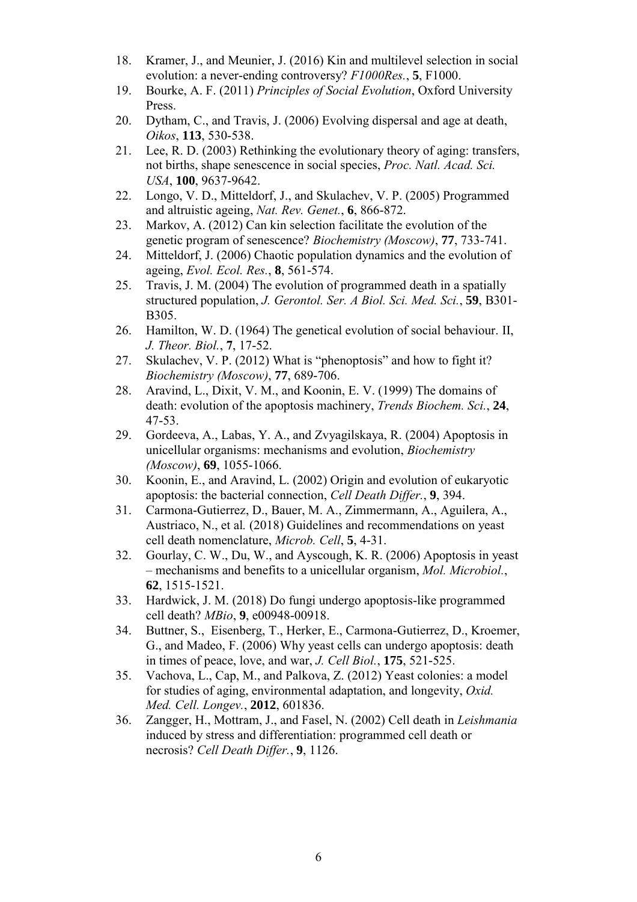18. Kramer, J., and Meunier, J. (2016) Kin and multilevel selection in social evolution: a never-ending controversy? *F1000Res.*, **5**, F1000.
19. Bourke, A. F. (2011) *Principles of Social Evolution*, Oxford University Press.
20. Dytham, C., and Travis, J. (2006) Evolving dispersal and age at death, *Oikos*, **113**, 530-538.
21. Lee, R. D. (2003) Rethinking the evolutionary theory of aging: transfers, not births, shape senescence in social species, *Proc. Natl. Acad. Sci. USA*, **100**, 9637-9642.
22. Longo, V. D., Mitteldorf, J., and Skulachev, V. P. (2005) Programmed and altruistic ageing, *Nat. Rev. Genet.*, **6**, 866-872.
23. Markov, A. (2012) Can kin selection facilitate the evolution of the genetic program of senescence? *Biochemistry (Moscow)*, **77**, 733-741.
24. Mitteldorf, J. (2006) Chaotic population dynamics and the evolution of ageing, *Evol. Ecol. Res.*, **8**, 561-574.
25. Travis, J. M. (2004) The evolution of programmed death in a spatially structured population, *J. Gerontol. Ser. A Biol. Sci. Med. Sci.*, **59**, B301-B305.
26. Hamilton, W. D. (1964) The genetical evolution of social behaviour. II, *J. Theor. Biol.*, **7**, 17-52.
27. Skulachev, V. P. (2012) What is "phenoptosis" and how to fight it? *Biochemistry (Moscow)*, **77**, 689-706.
28. Aravind, L., Dixit, V. M., and Koonin, E. V. (1999) The domains of death: evolution of the apoptosis machinery, *Trends Biochem. Sci.*, **24**, 47-53.
29. Gordeeva, A., Labas, Y. A., and Zvyagilskaya, R. (2004) Apoptosis in unicellular organisms: mechanisms and evolution, *Biochemistry (Moscow)*, **69**, 1055-1066.
30. Koonin, E., and Aravind, L. (2002) Origin and evolution of eukaryotic apoptosis: the bacterial connection, *Cell Death Differ.*, **9**, 394.
31. Carmona-Gutierrez, D., Bauer, M. A., Zimmermann, A., Aguilera, A., Austriaco, N., et al. (2018) Guidelines and recommendations on yeast cell death nomenclature, *Microb. Cell*, **5**, 4-31.
32. Gourlay, C. W., Du, W., and Ayscough, K. R. (2006) Apoptosis in yeast – mechanisms and benefits to a unicellular organism, *Mol. Microbiol.*, **62**, 1515-1521.
33. Hardwick, J. M. (2018) Do fungi undergo apoptosis-like programmed cell death? *MBio*, **9**, e00948-00918.
34. Buttner, S., Eisenberg, T., Herker, E., Carmona-Gutierrez, D., Kroemer, G., and Madeo, F. (2006) Why yeast cells can undergo apoptosis: death in times of peace, love, and war, *J. Cell Biol.*, **175**, 521-525.
35. Vachova, L., Cap, M., and Palkova, Z. (2012) Yeast colonies: a model for studies of aging, environmental adaptation, and longevity, *Oxid. Med. Cell. Longev.*, **2012**, 601836.
36. Zangger, H., Mottram, J., and Fasel, N. (2002) Cell death in *Leishmania* induced by stress and differentiation: programmed cell death or necrosis? *Cell Death Differ.*, **9**, 1126.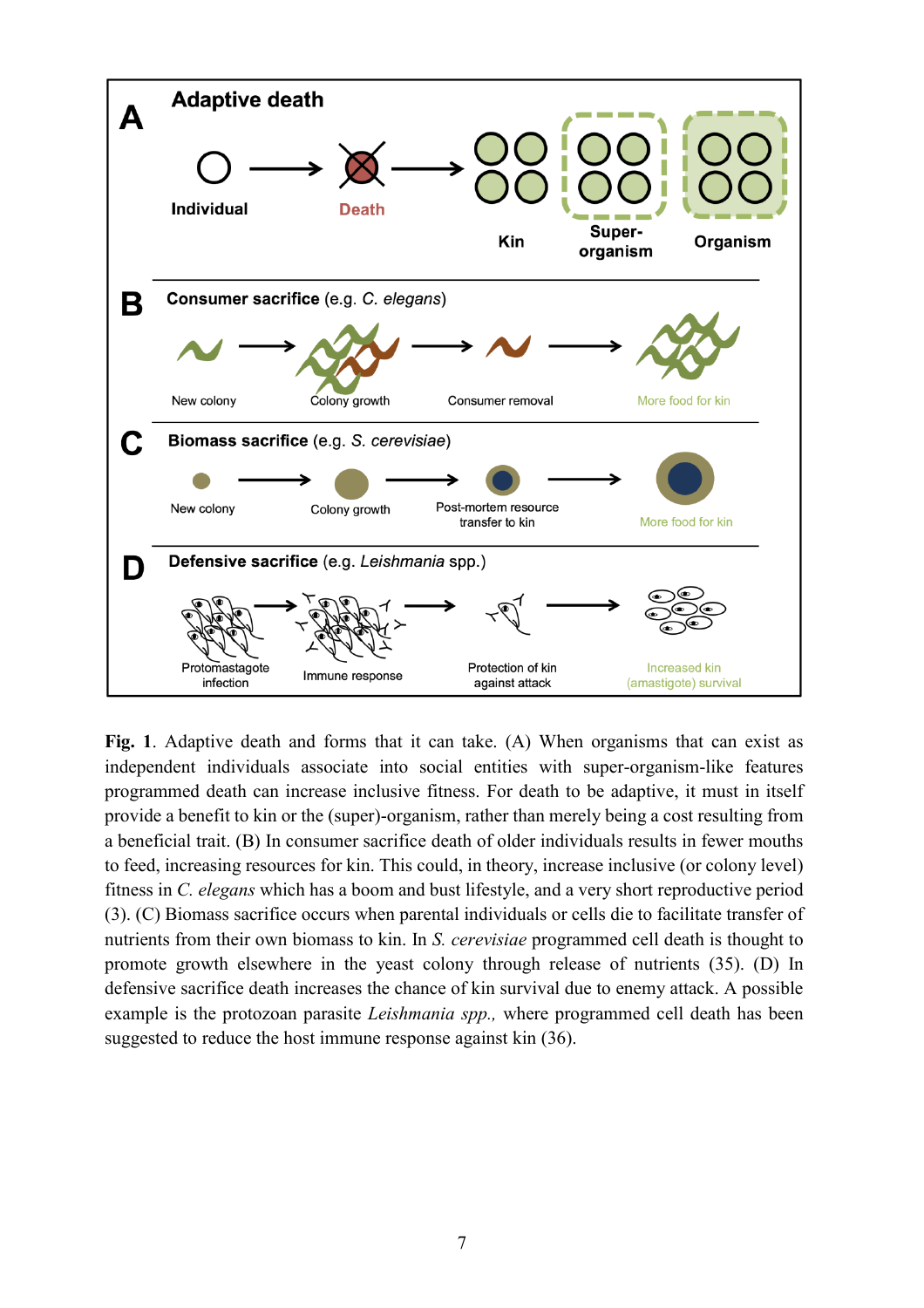**A** **Adaptive death**

Individual

Death

Kin

Super-organism

Organism

**B** **Consumer sacrifice** (e.g. *C. elegans*)

New colony

Colony growth

Consumer removal

More food for kin

**C** **Biomass sacrifice** (e.g. *S. cerevisiae*)

New colony

Colony growth

Post-mortem resource transfer to kin

More food for kin

**D** **Defensive sacrifice** (e.g. *Leishmania* spp.)

Protomastagote infection

Immune response

Protection of kin against attack

Increased kin (amastigote) survival

**Fig. 1**. Adaptive death and forms that it can take. (A) When organisms that can exist as independent individuals associate into social entities with super-organism-like features programmed death can increase inclusive fitness. For death to be adaptive, it must in itself provide a benefit to kin or the (super)-organism, rather than merely being a cost resulting from a beneficial trait. (B) In consumer sacrifice death of older individuals results in fewer mouths to feed, increasing resources for kin. This could, in theory, increase inclusive (or colony level) fitness in *C. elegans* which has a boom and bust lifestyle, and a very short reproductive period (3). (C) Biomass sacrifice occurs when parental individuals or cells die to facilitate transfer of nutrients from their own biomass to kin. In *S. cerevisiae* programmed cell death is thought to promote growth elsewhere in the yeast colony through release of nutrients (35). (D) In defensive sacrifice death increases the chance of kin survival due to enemy attack. A possible example is the protozoan parasite *Leishmania spp.,* where programmed cell death has been suggested to reduce the host immune response against kin (36).